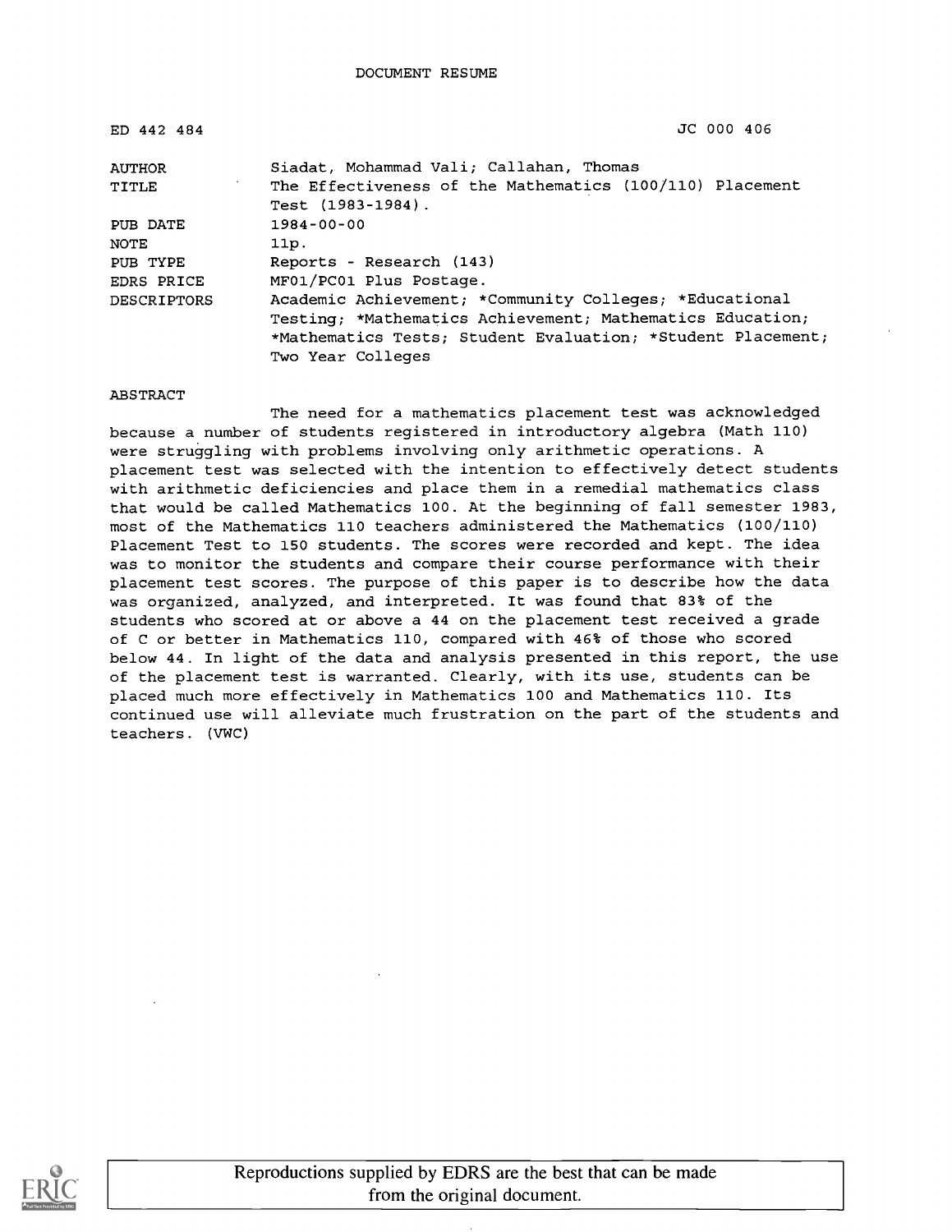DOCUMENT RESUME

| ED 442 484 | JC 000 406 |
|---|---|
| AUTHOR | Siadat, Mohammad Vali; Callahan, Thomas |
| TITLE | The Effectiveness of the Mathematics (100/110) Placement Test (1983-1984). |
| PUB DATE | 1984-00-00 |
| NOTE | 11p. |
| PUB TYPE | Reports - Research (143) |
| EDRS PRICE | MF01/PC01 Plus Postage. |
| DESCRIPTORS | Academic Achievement; *Community Colleges; *Educational Testing; *Mathematics Achievement; Mathematics Education; *Mathematics Tests; Student Evaluation; *Student Placement; Two Year Colleges |

ABSTRACT

The need for a mathematics placement test was acknowledged because a number of students registered in introductory algebra (Math 110) were struggling with problems involving only arithmetic operations. A placement test was selected with the intention to effectively detect students with arithmetic deficiencies and place them in a remedial mathematics class that would be called Mathematics 100. At the beginning of fall semester 1983, most of the Mathematics 110 teachers administered the Mathematics (100/110) Placement Test to 150 students. The scores were recorded and kept. The idea was to monitor the students and compare their course performance with their placement test scores. The purpose of this paper is to describe how the data was organized, analyzed, and interpreted. It was found that 83% of the students who scored at or above a 44 on the placement test received a grade of C or better in Mathematics 110, compared with 46% of those who scored below 44. In light of the data and analysis presented in this report, the use of the placement test is warranted. Clearly, with its use, students can be placed much more effectively in Mathematics 100 and Mathematics 110. Its continued use will alleviate much frustration on the part of the students and teachers. (VWC)

Reproductions supplied by EDRS are the best that can be made from the original document.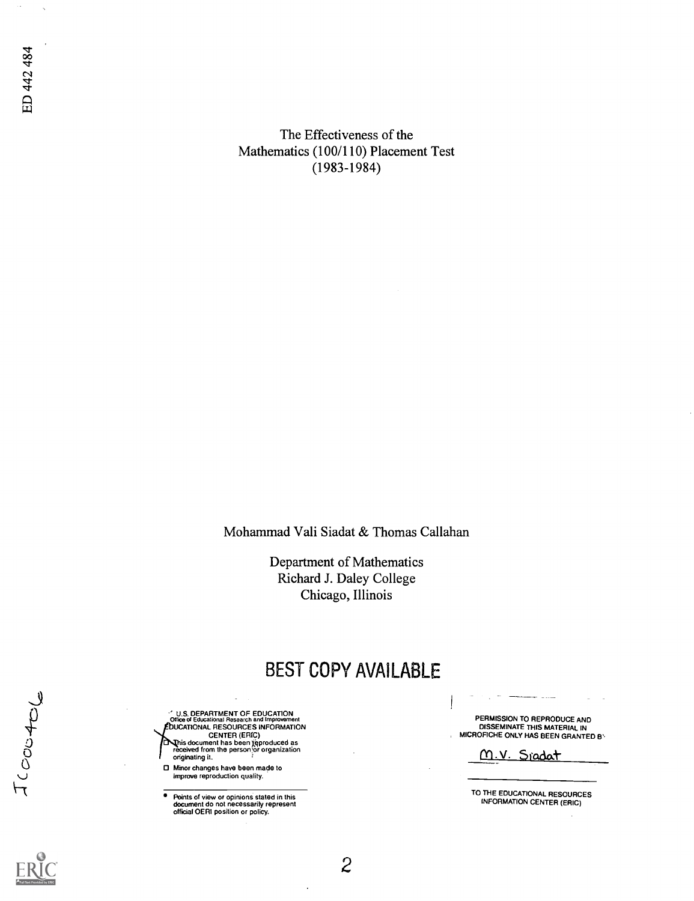ED 442 484

# The Effectiveness of the Mathematics (100/110) Placement Test (1983-1984)

Mohammad Vali Siadat & Thomas Callahan

Department of Mathematics
Richard J. Daley College
Chicago, Illinois

BEST COPY AVAILABLE

U.S. DEPARTMENT OF EDUCATION
Office of Educational Research and Improvement
EDUCATIONAL RESOURCES INFORMATION CENTER (ERIC)

- This document has been reproduced as received from the person or organization originating it.
- Minor changes have been made to improve reproduction quality.

- Points of view or opinions stated in this document do not necessarily represent official OERI position or policy.

PERMISSION TO REPRODUCE AND DISSEMINATE THIS MATERIAL IN MICROFICHE ONLY HAS BEEN GRANTED BY

M.V. Siadat

TO THE EDUCATIONAL RESOURCES INFORMATION CENTER (ERIC)

JC 000 406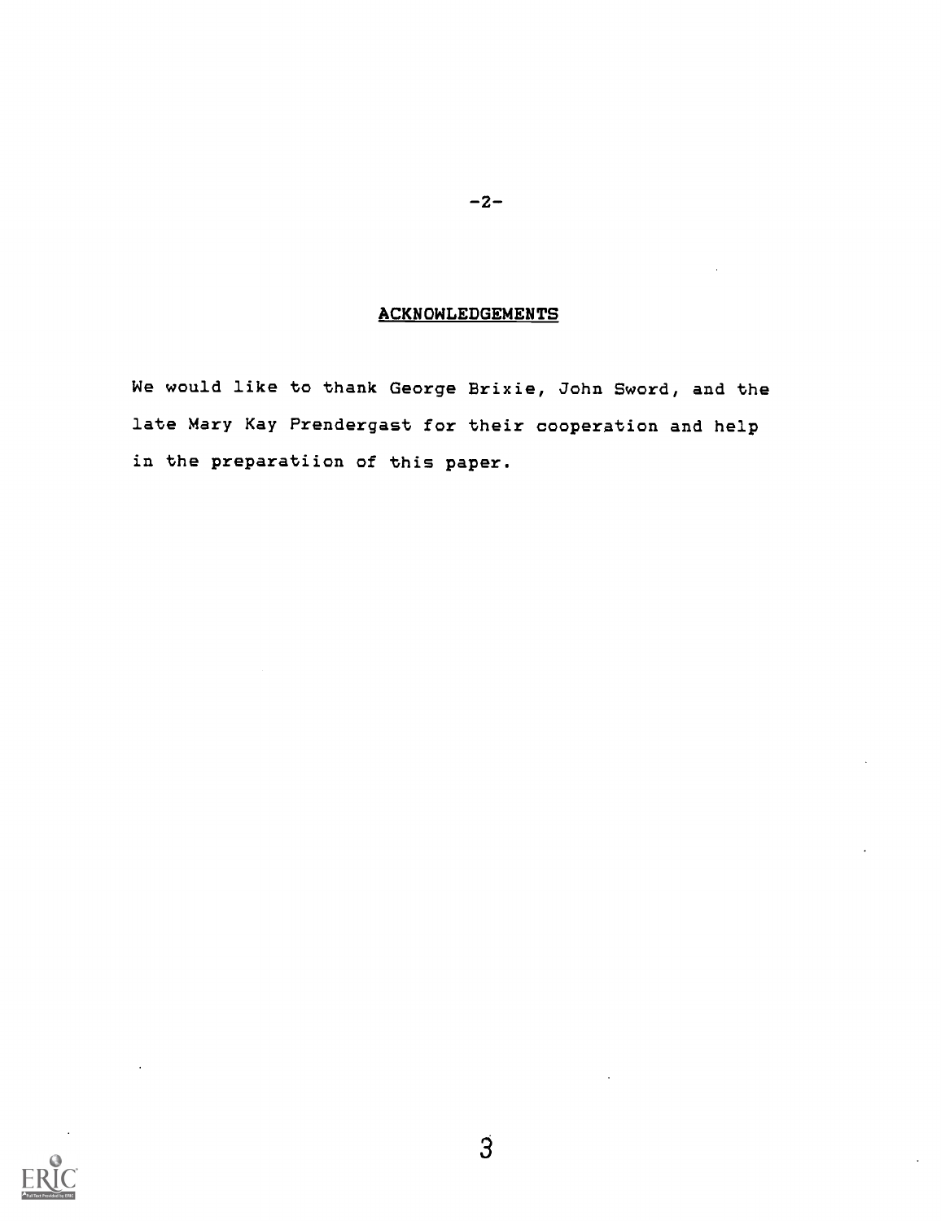## ACKNOWLEDGEMENTS

We would like to thank George Brixie, John Sword, and the late Mary Kay Prendergast for their cooperation and help in the preparatiion of this paper.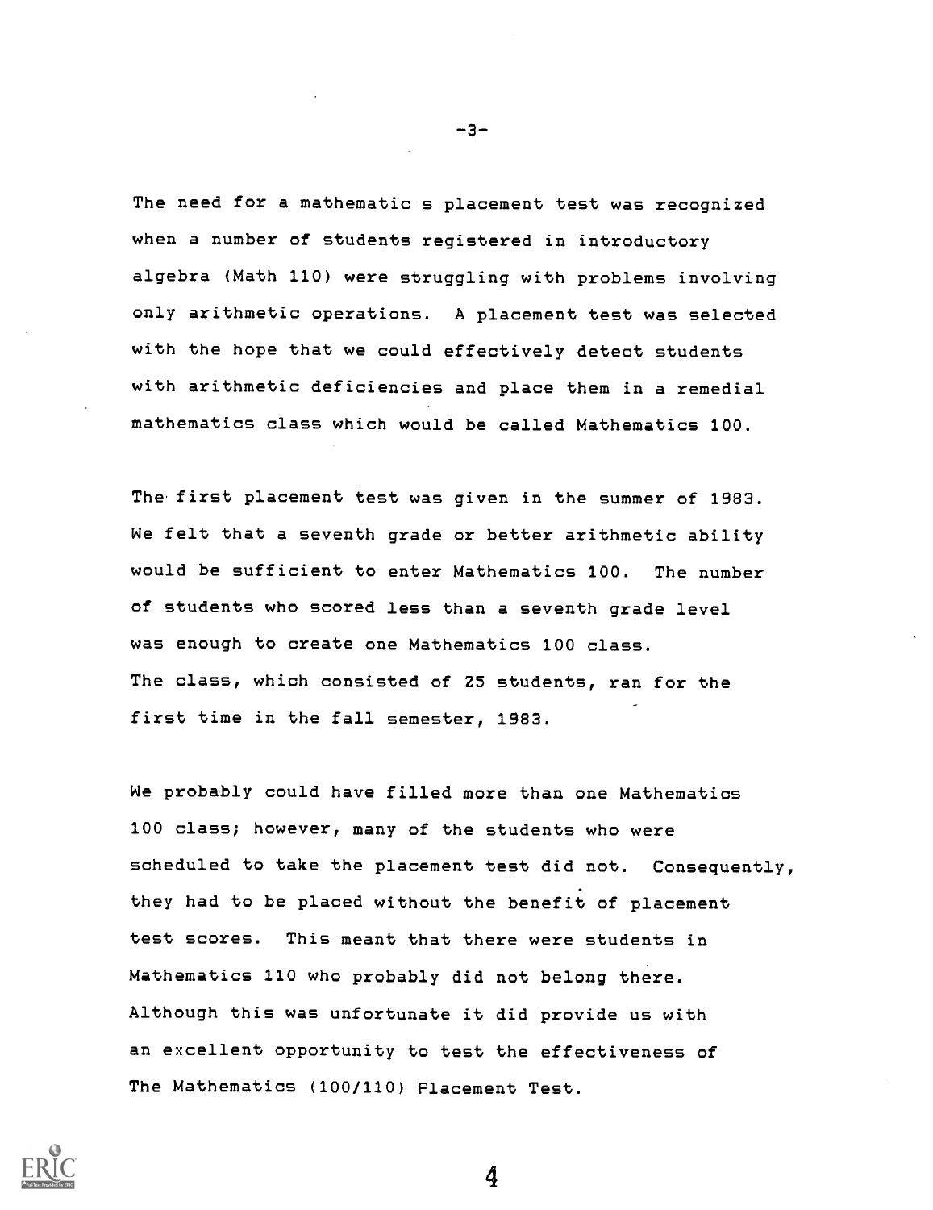The need for a mathematic s placement test was recognized when a number of students registered in introductory algebra (Math 110) were struggling with problems involving only arithmetic operations. A placement test was selected with the hope that we could effectively detect students with arithmetic deficiencies and place them in a remedial mathematics class which would be called Mathematics 100.

The first placement test was given in the summer of 1983. We felt that a seventh grade or better arithmetic ability would be sufficient to enter Mathematics 100. The number of students who scored less than a seventh grade level was enough to create one Mathematics 100 class. The class, which consisted of 25 students, ran for the first time in the fall semester, 1983.

We probably could have filled more than one Mathematics 100 class; however, many of the students who were scheduled to take the placement test did not. Consequently, they had to be placed without the benefit of placement test scores. This meant that there were students in Mathematics 110 who probably did not belong there. Although this was unfortunate it did provide us with an excellent opportunity to test the effectiveness of The Mathematics (100/110) Placement Test.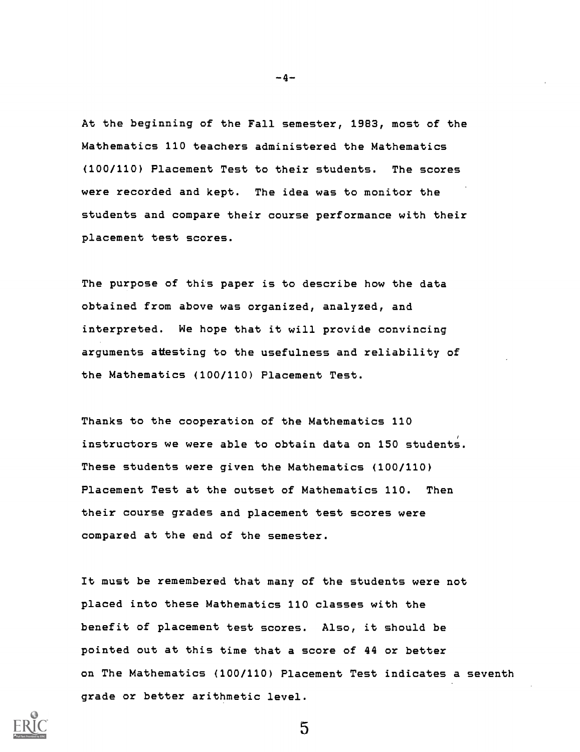At the beginning of the Fall semester, 1983, most of the Mathematics 110 teachers administered the Mathematics (100/110) Placement Test to their students. The scores were recorded and kept. The idea was to monitor the students and compare their course performance with their placement test scores.

The purpose of this paper is to describe how the data obtained from above was organized, analyzed, and interpreted. We hope that it will provide convincing arguments attesting to the usefulness and reliability of the Mathematics (100/110) Placement Test.

Thanks to the cooperation of the Mathematics 110 instructors we were able to obtain data on 150 students. These students were given the Mathematics (100/110) Placement Test at the outset of Mathematics 110. Then their course grades and placement test scores were compared at the end of the semester.

It must be remembered that many of the students were not placed into these Mathematics 110 classes with the benefit of placement test scores. Also, it should be pointed out at this time that a score of 44 or better on The Mathematics (100/110) Placement Test indicates a seventh grade or better arithmetic level.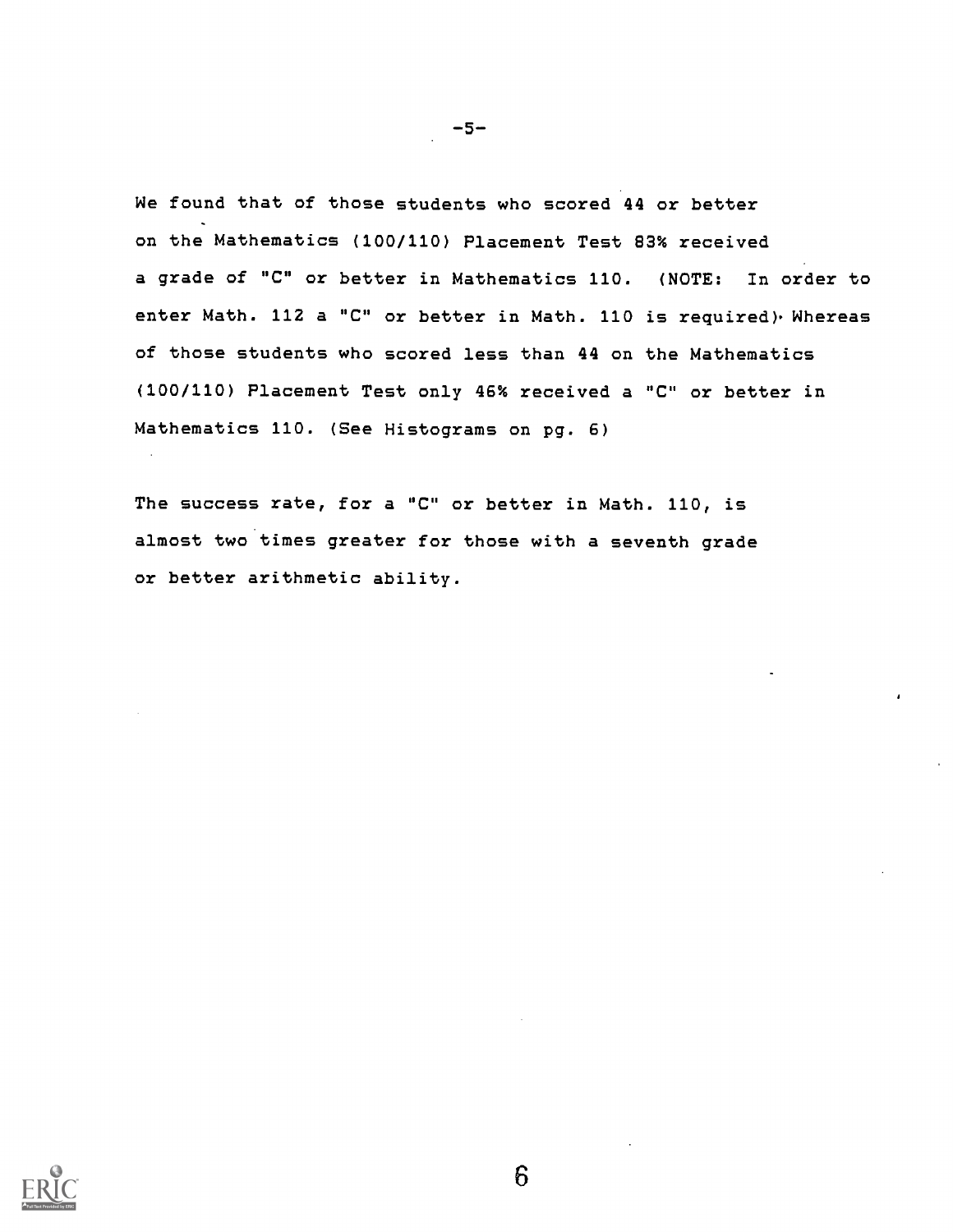We found that of those students who scored 44 or better on the Mathematics (100/110) Placement Test 83% received a grade of "C" or better in Mathematics 110. (NOTE: In order to enter Math. 112 a "C" or better in Math. 110 is required). Whereas of those students who scored less than 44 on the Mathematics (100/110) Placement Test only 46% received a "C" or better in Mathematics 110. (See Histograms on pg. 6)

The success rate, for a "C" or better in Math. 110, is almost two times greater for those with a seventh grade or better arithmetic ability.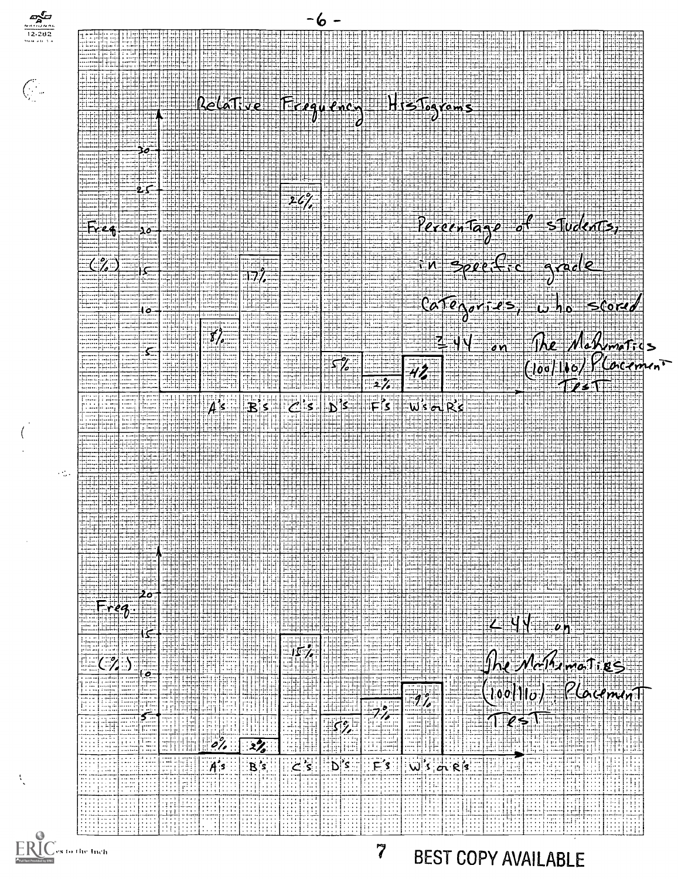# Relative Frequency Histograms

Percentage of students, in specific grade categories, who scored ≥ 44 on The Mathematics (100/110) Placement Test

| Grade | Freq. (%) |
| --- | --- |
| A's | 8% |
| B's | 17% |
| C's | 26% |
| D's | 5% |
| F's | 2% |
| W's or R's | 4% |

< 44 on The Mathematics (100/110) Placement Test

| Grade | Freq. (%) |
| --- | --- |
| A's | 0% |
| B's | 2% |
| C's | 15% |
| D's | 5% |
| F's | 7% |
| W's or R's | 9% |

BEST COPY AVAILABLE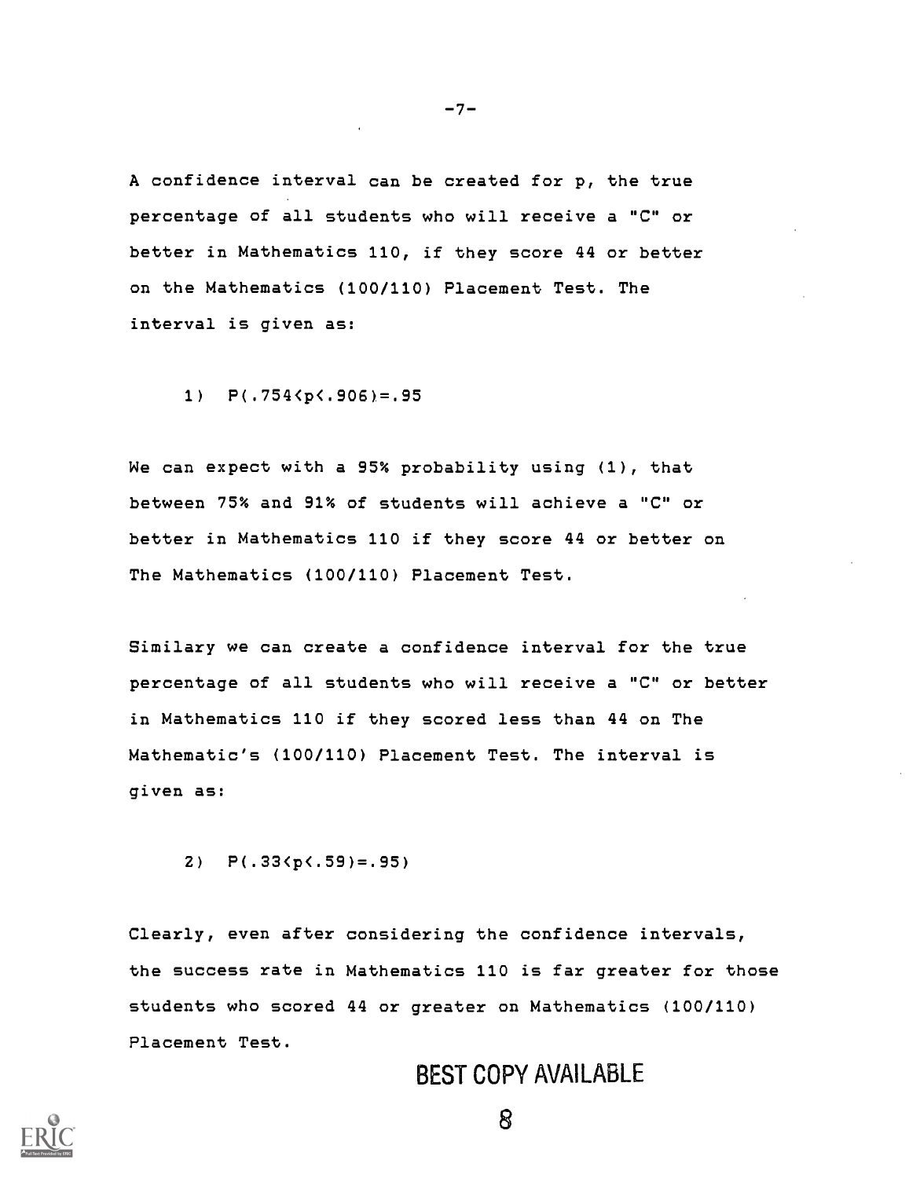A confidence interval can be created for p, the true percentage of all students who will receive a "C" or better in Mathematics 110, if they score 44 or better on the Mathematics (100/110) Placement Test. The interval is given as:

1) $P(.754<p<.906)=.95$

We can expect with a 95% probability using (1), that between 75% and 91% of students will achieve a "C" or better in Mathematics 110 if they score 44 or better on The Mathematics (100/110) Placement Test.

Similary we can create a confidence interval for the true percentage of all students who will receive a "C" or better in Mathematics 110 if they scored less than 44 on The Mathematic's (100/110) Placement Test. The interval is given as:

2) $P(.33<p<.59)=.95)$

Clearly, even after considering the confidence intervals, the success rate in Mathematics 110 is far greater for those students who scored 44 or greater on Mathematics (100/110) Placement Test.

BEST COPY AVAILABLE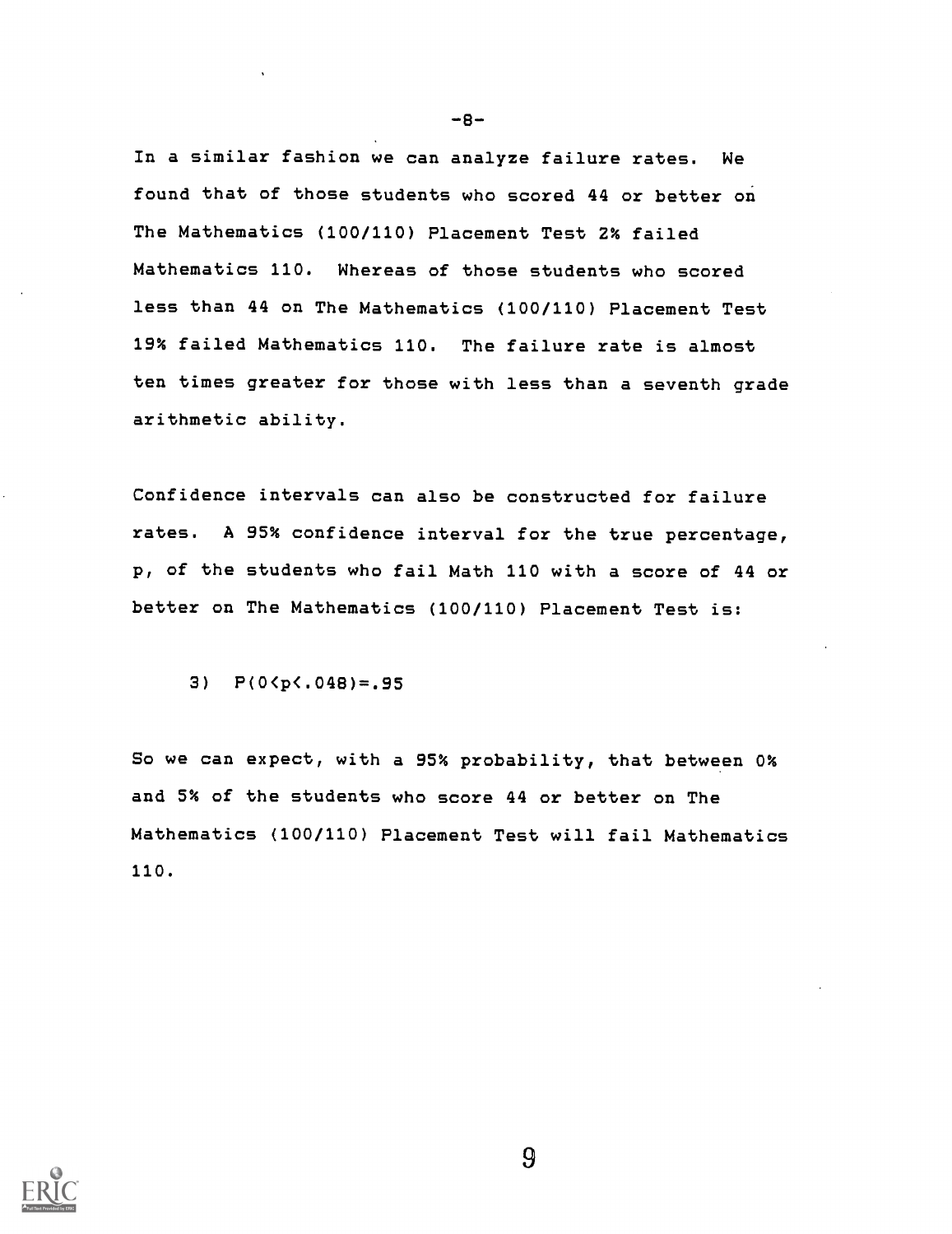In a similar fashion we can analyze failure rates. We found that of those students who scored 44 or better on The Mathematics (100/110) Placement Test 2% failed Mathematics 110. Whereas of those students who scored less than 44 on The Mathematics (100/110) Placement Test 19% failed Mathematics 110. The failure rate is almost ten times greater for those with less than a seventh grade arithmetic ability.

Confidence intervals can also be constructed for failure rates. A 95% confidence interval for the true percentage, p, of the students who fail Math 110 with a score of 44 or better on The Mathematics (100/110) Placement Test is:

3) $P(0<p<.048)=.95$

So we can expect, with a 95% probability, that between 0% and 5% of the students who score 44 or better on The Mathematics (100/110) Placement Test will fail Mathematics 110.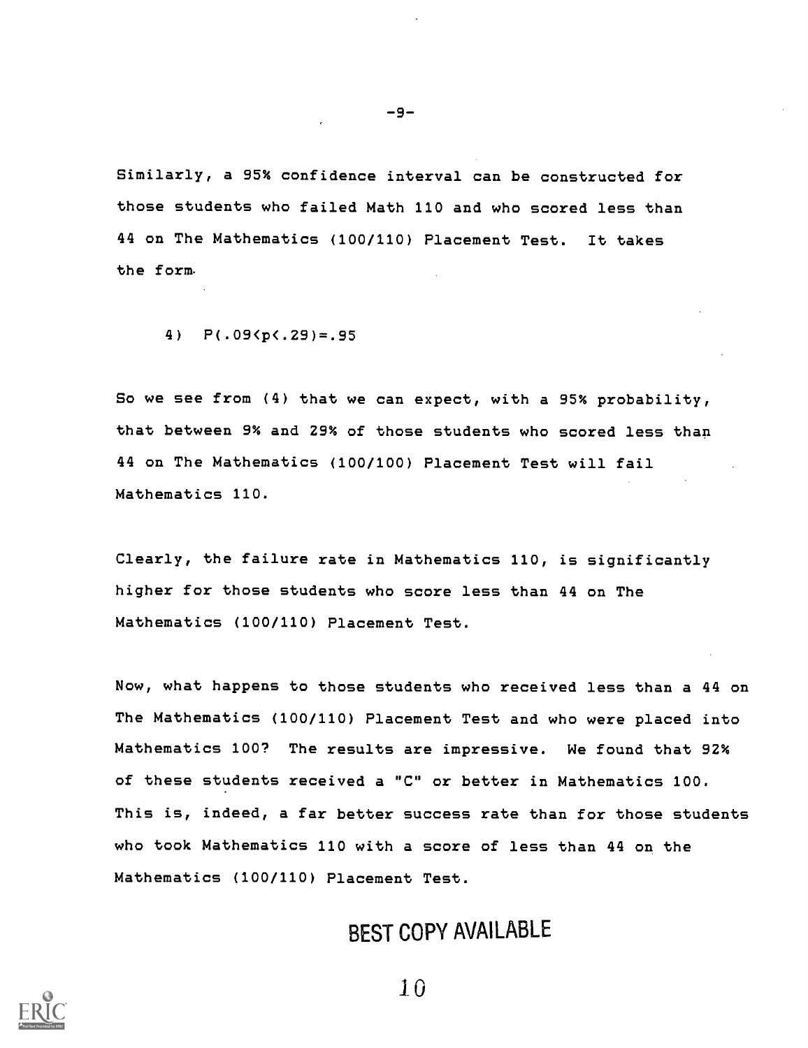Similarly, a 95% confidence interval can be constructed for those students who failed Math 110 and who scored less than 44 on The Mathematics (100/110) Placement Test. It takes the form.

4) $P(.09<p<.29)=.95$

So we see from (4) that we can expect, with a 95% probability, that between 9% and 29% of those students who scored less than 44 on The Mathematics (100/100) Placement Test will fail Mathematics 110.

Clearly, the failure rate in Mathematics 110, is significantly higher for those students who score less than 44 on The Mathematics (100/110) Placement Test.

Now, what happens to those students who received less than a 44 on The Mathematics (100/110) Placement Test and who were placed into Mathematics 100? The results are impressive. We found that 92% of these students received a "C" or better in Mathematics 100. This is, indeed, a far better success rate than for those students who took Mathematics 110 with a score of less than 44 on the Mathematics (100/110) Placement Test.

BEST COPY AVAILABLE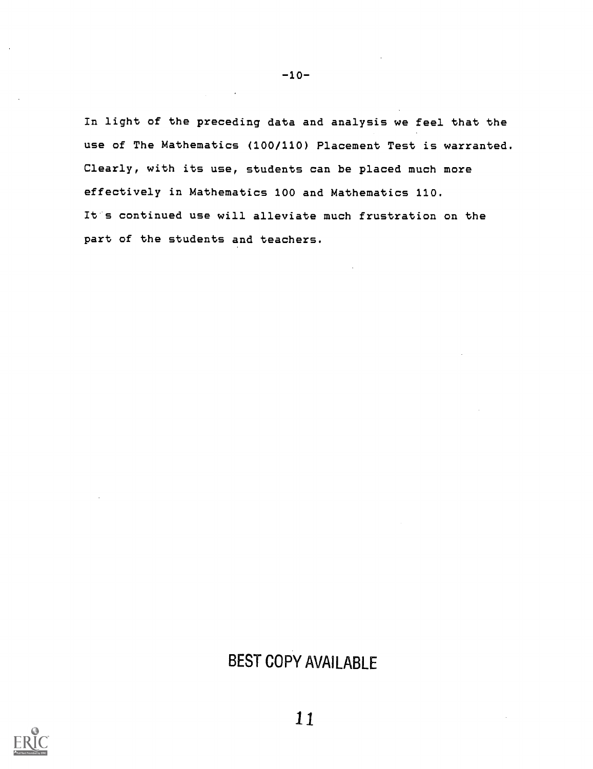In light of the preceding data and analysis we feel that the use of The Mathematics (100/110) Placement Test is warranted. Clearly, with its use, students can be placed much more effectively in Mathematics 100 and Mathematics 110. It's continued use will alleviate much frustration on the part of the students and teachers.

BEST COPY AVAILABLE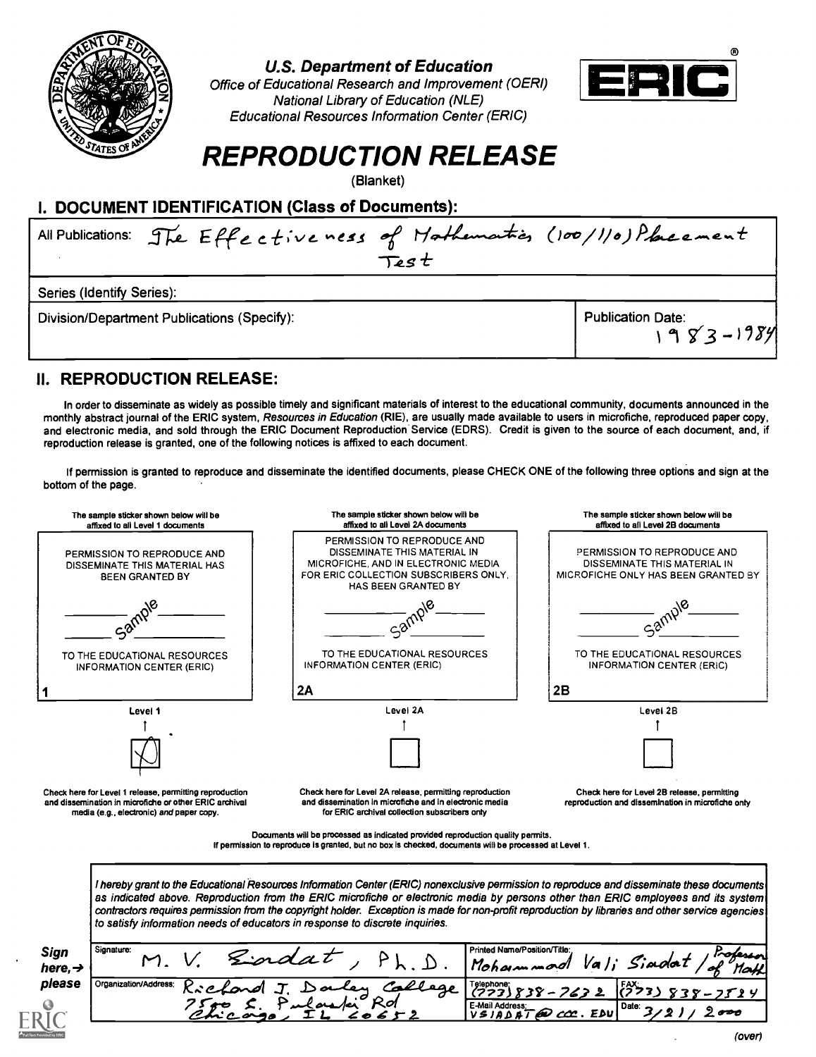U.S. Department of Education
Office of Educational Research and Improvement (OERI)
National Library of Education (NLE)
Educational Resources Information Center (ERIC)

# REPRODUCTION RELEASE

(Blanket)

## I. DOCUMENT IDENTIFICATION (Class of Documents):

All Publications: The Effectiveness of Mathematics (100/110) Placement Test

Series (Identify Series):

Division/Department Publications (Specify):

Publication Date: 1983-1984

## II. REPRODUCTION RELEASE:

In order to disseminate as widely as possible timely and significant materials of interest to the educational community, documents announced in the monthly abstract journal of the ERIC system, *Resources in Education* (RIE), are usually made available to users in microfiche, reproduced paper copy, and electronic media, and sold through the ERIC Document Reproduction Service (EDRS). Credit is given to the source of each document, and, if reproduction release is granted, one of the following notices is affixed to each document.

If permission is granted to reproduce and disseminate the identified documents, please CHECK ONE of the following three options and sign at the bottom of the page.

| The sample sticker shown below will be affixed to all Level 1 documents | The sample sticker shown below will be affixed to all Level 2A documents | The sample sticker shown below will be affixed to all Level 2B documents |
|---|---|---|
| PERMISSION TO REPRODUCE AND DISSEMINATE THIS MATERIAL HAS BEEN GRANTED BY | PERMISSION TO REPRODUCE AND DISSEMINATE THIS MATERIAL IN MICROFICHE, AND IN ELECTRONIC MEDIA FOR ERIC COLLECTION SUBSCRIBERS ONLY, HAS BEEN GRANTED BY | PERMISSION TO REPRODUCE AND DISSEMINATE THIS MATERIAL IN MICROFICHE ONLY HAS BEEN GRANTED BY |
| Sample | Sample | Sample |
| TO THE EDUCATIONAL RESOURCES INFORMATION CENTER (ERIC) | TO THE EDUCATIONAL RESOURCES INFORMATION CENTER (ERIC) | TO THE EDUCATIONAL RESOURCES INFORMATION CENTER (ERIC) |
| 1 | 2A | 2B |
| Level 1 | Level 2A | Level 2B |
| [X] | [ ] | [ ] |
| Check here for Level 1 release, permitting reproduction and dissemination in microfiche or other ERIC archival media (e.g., electronic) *and* paper copy. | Check here for Level 2A release, permitting reproduction and dissemination in microfiche and in electronic media for ERIC archival collection subscribers only | Check here for Level 2B release, permitting reproduction and dissemination in microfiche only |

Documents will be processed as indicated provided reproduction quality permits.
If permission to reproduce is granted, but no box is checked, documents will be processed at Level 1.

*I hereby grant to the Educational Resources Information Center (ERIC) nonexclusive permission to reproduce and disseminate these documents as indicated above. Reproduction from the ERIC microfiche or electronic media by persons other than ERIC employees and its system contractors requires permission from the copyright holder. Exception is made for non-profit reproduction by libraries and other service agencies to satisfy information needs of educators in response to discrete inquiries.*

**Sign here, please**

| | |
|---|---|
| Signature: M. V. Siadat, Ph.D. | Printed Name/Position/Title: Mohammad Vali Siadat / Professor of Math |
| Organization/Address: Richard J. Daley College, 7500 S. Pulaski Rd, Chicago, IL 60652 | Telephone: (773) 838-7632 &nbsp; FAX: (773) 838-7524 |
| | E-Mail Address: VSIADAT@CCC.EDU &nbsp; Date: 3/21/2000 |

(over)